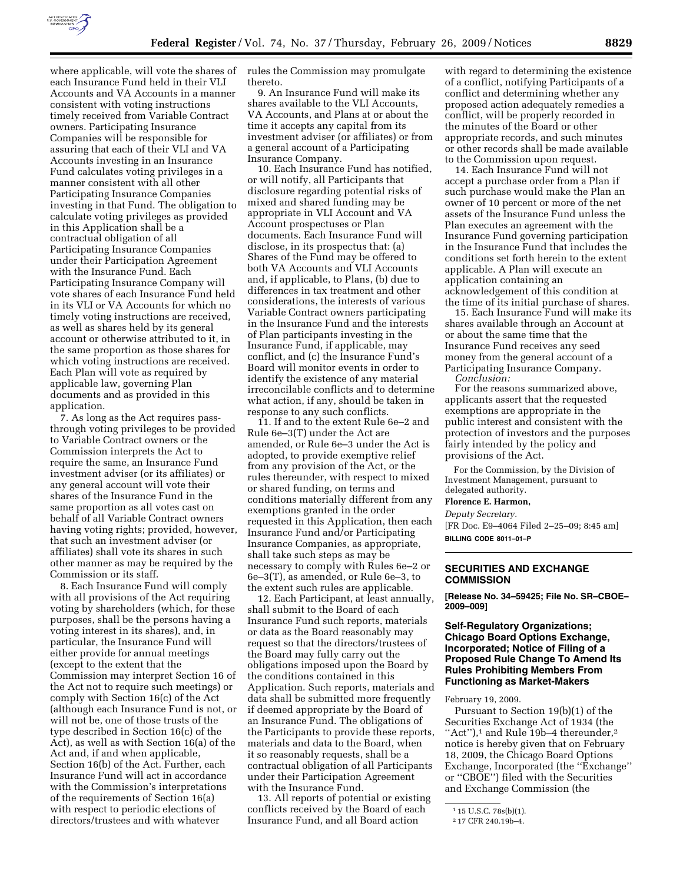where applicable, will vote the shares of each Insurance Fund held in their VLI Accounts and VA Accounts in a manner consistent with voting instructions timely received from Variable Contract owners. Participating Insurance Companies will be responsible for assuring that each of their VLI and VA Accounts investing in an Insurance Fund calculates voting privileges in a manner consistent with all other Participating Insurance Companies investing in that Fund. The obligation to calculate voting privileges as provided in this Application shall be a contractual obligation of all Participating Insurance Companies under their Participation Agreement with the Insurance Fund. Each Participating Insurance Company will vote shares of each Insurance Fund held in its VLI or VA Accounts for which no timely voting instructions are received, as well as shares held by its general account or otherwise attributed to it, in the same proportion as those shares for which voting instructions are received. Each Plan will vote as required by applicable law, governing Plan documents and as provided in this application.

7. As long as the Act requires pass-through voting privileges to be provided to Variable Contract owners or the Commission interprets the Act to require the same, an Insurance Fund investment adviser (or its affiliates) or any general account will vote their shares of the Insurance Fund in the same proportion as all votes cast on behalf of all Variable Contract owners having voting rights; provided, however, that such an investment adviser (or affiliates) shall vote its shares in such other manner as may be required by the Commission or its staff.

8. Each Insurance Fund will comply with all provisions of the Act requiring voting by shareholders (which, for these purposes, shall be the persons having a voting interest in its shares), and, in particular, the Insurance Fund will either provide for annual meetings (except to the extent that the Commission may interpret Section 16 of the Act not to require such meetings) or comply with Section 16(c) of the Act (although each Insurance Fund is not, or will not be, one of those trusts of the type described in Section 16(c) of the Act), as well as with Section 16(a) of the Act and, if and when applicable, Section 16(b) of the Act. Further, each Insurance Fund will act in accordance with the Commission's interpretations of the requirements of Section 16(a) with respect to periodic elections of directors/trustees and with whatever rules the Commission may promulgate thereto.

9. An Insurance Fund will make its shares available to the VLI Accounts, VA Accounts, and Plans at or about the time it accepts any capital from its investment adviser (or affiliates) or from a general account of a Participating Insurance Company.

10. Each Insurance Fund has notified, or will notify, all Participants that disclosure regarding potential risks of mixed and shared funding may be appropriate in VLI Account and VA Account prospectuses or Plan documents. Each Insurance Fund will disclose, in its prospectus that: (a) Shares of the Fund may be offered to both VA Accounts and VLI Accounts and, if applicable, to Plans, (b) due to differences in tax treatment and other considerations, the interests of various Variable Contract owners participating in the Insurance Fund and the interests of Plan participants investing in the Insurance Fund, if applicable, may conflict, and (c) the Insurance Fund's Board will monitor events in order to identify the existence of any material irreconcilable conflicts and to determine what action, if any, should be taken in response to any such conflicts.

11. If and to the extent Rule 6e–2 and Rule 6e–3(T) under the Act are amended, or Rule 6e–3 under the Act is adopted, to provide exemptive relief from any provision of the Act, or the rules thereunder, with respect to mixed or shared funding, on terms and conditions materially different from any exemptions granted in the order requested in this Application, then each Insurance Fund and/or Participating Insurance Companies, as appropriate, shall take such steps as may be necessary to comply with Rules 6e–2 or 6e–3(T), as amended, or Rule 6e–3, to the extent such rules are applicable.

12. Each Participant, at least annually, shall submit to the Board of each Insurance Fund such reports, materials or data as the Board reasonably may request so that the directors/trustees of the Board may fully carry out the obligations imposed upon the Board by the conditions contained in this Application. Such reports, materials and data shall be submitted more frequently if deemed appropriate by the Board of an Insurance Fund. The obligations of the Participants to provide these reports, materials and data to the Board, when it so reasonably requests, shall be a contractual obligation of all Participants under their Participation Agreement with the Insurance Fund.

13. All reports of potential or existing conflicts received by the Board of each Insurance Fund, and all Board action with regard to determining the existence of a conflict, notifying Participants of a conflict and determining whether any proposed action adequately remedies a conflict, will be properly recorded in the minutes of the Board or other appropriate records, and such minutes or other records shall be made available to the Commission upon request.

14. Each Insurance Fund will not accept a purchase order from a Plan if such purchase would make the Plan an owner of 10 percent or more of the net assets of the Insurance Fund unless the Plan executes an agreement with the Insurance Fund governing participation in the Insurance Fund that includes the conditions set forth herein to the extent applicable. A Plan will execute an application containing an acknowledgement of this condition at the time of its initial purchase of shares.

15. Each Insurance Fund will make its shares available through an Account at or about the same time that the Insurance Fund receives any seed money from the general account of a Participating Insurance Company.

*Conclusion:*

For the reasons summarized above, applicants assert that the requested exemptions are appropriate in the public interest and consistent with the protection of investors and the purposes fairly intended by the policy and provisions of the Act.

For the Commission, by the Division of Investment Management, pursuant to delegated authority.

**Florence E. Harmon,**

*Deputy Secretary.*

[FR Doc. E9–4064 Filed 2–25–09; 8:45 am]

**BILLING CODE 8011–01–P**

## SECURITIES AND EXCHANGE COMMISSION

**[Release No. 34–59425; File No. SR–CBOE–2009–009]**

### Self-Regulatory Organizations; Chicago Board Options Exchange, Incorporated; Notice of Filing of a Proposed Rule Change To Amend Its Rules Prohibiting Members From Functioning as Market-Makers

February 19, 2009.

Pursuant to Section 19(b)(1) of the Securities Exchange Act of 1934 (the "Act"),[1] and Rule 19b–4 thereunder,[2] notice is hereby given that on February 18, 2009, the Chicago Board Options Exchange, Incorporated (the "Exchange" or "CBOE") filed with the Securities and Exchange Commission (the

[1] 15 U.S.C. 78s(b)(1).

[2] 17 CFR 240.19b–4.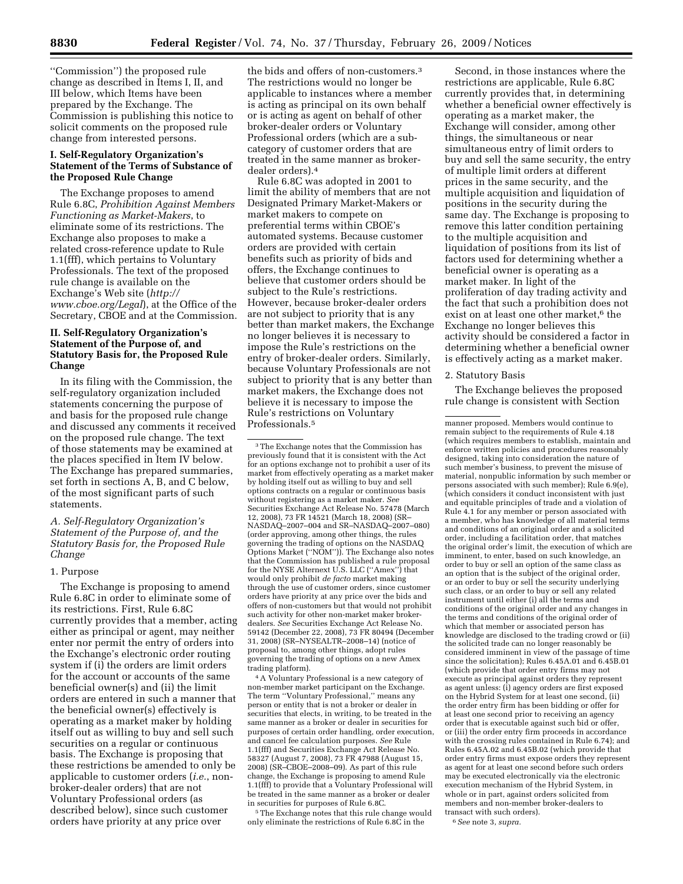''Commission'') the proposed rule change as described in Items I, II, and III below, which Items have been prepared by the Exchange. The Commission is publishing this notice to solicit comments on the proposed rule change from interested persons.

## I. Self-Regulatory Organization's Statement of the Terms of Substance of the Proposed Rule Change

The Exchange proposes to amend Rule 6.8C, *Prohibition Against Members Functioning as Market-Makers*, to eliminate some of its restrictions. The Exchange also proposes to make a related cross-reference update to Rule 1.1(fff), which pertains to Voluntary Professionals. The text of the proposed rule change is available on the Exchange's Web site (*http://www.cboe.org/Legal*), at the Office of the Secretary, CBOE and at the Commission.

## II. Self-Regulatory Organization's Statement of the Purpose of, and Statutory Basis for, the Proposed Rule Change

In its filing with the Commission, the self-regulatory organization included statements concerning the purpose of and basis for the proposed rule change and discussed any comments it received on the proposed rule change. The text of those statements may be examined at the places specified in Item IV below. The Exchange has prepared summaries, set forth in sections A, B, and C below, of the most significant parts of such statements.

### *A. Self-Regulatory Organization's Statement of the Purpose of, and the Statutory Basis for, the Proposed Rule Change*

#### 1. Purpose

The Exchange is proposing to amend Rule 6.8C in order to eliminate some of its restrictions. First, Rule 6.8C currently provides that a member, acting either as principal or agent, may neither enter nor permit the entry of orders into the Exchange's electronic order routing system if (i) the orders are limit orders for the account or accounts of the same beneficial owner(s) and (ii) the limit orders are entered in such a manner that the beneficial owner(s) effectively is operating as a market maker by holding itself out as willing to buy and sell such securities on a regular or continuous basis. The Exchange is proposing that these restrictions be amended to only be applicable to customer orders (*i.e.*, non-broker-dealer orders) that are not Voluntary Professional orders (as described below), since such customer orders have priority at any price over the bids and offers of non-customers.[3] The restrictions would no longer be applicable to instances where a member is acting as principal on its own behalf or is acting as agent on behalf of other broker-dealer orders or Voluntary Professional orders (which are a sub-category of customer orders that are treated in the same manner as broker-dealer orders).[4]

Rule 6.8C was adopted in 2001 to limit the ability of members that are not Designated Primary Market-Makers or market makers to compete on preferential terms within CBOE's automated systems. Because customer orders are provided with certain benefits such as priority of bids and offers, the Exchange continues to believe that customer orders should be subject to the Rule's restrictions. However, because broker-dealer orders are not subject to priority that is any better than market makers, the Exchange no longer believes it is necessary to impose the Rule's restrictions on the entry of broker-dealer orders. Similarly, because Voluntary Professionals are not subject to priority that is any better than market makers, the Exchange does not believe it is necessary to impose the Rule's restrictions on Voluntary Professionals.[5]

Second, in those instances where the restrictions are applicable, Rule 6.8C currently provides that, in determining whether a beneficial owner effectively is operating as a market maker, the Exchange will consider, among other things, the simultaneous or near simultaneous entry of limit orders to buy and sell the same security, the entry of multiple limit orders at different prices in the same security, and the multiple acquisition and liquidation of positions in the security during the same day. The Exchange is proposing to remove this latter condition pertaining to the multiple acquisition and liquidation of positions from its list of factors used for determining whether a beneficial owner is operating as a market maker. In light of the proliferation of day trading activity and the fact that such a prohibition does not exist on at least one other market,[6] the Exchange no longer believes this activity should be considered a factor in determining whether a beneficial owner is effectively acting as a market maker.

#### 2. Statutory Basis

The Exchange believes the proposed rule change is consistent with Section

---

[3] The Exchange notes that the Commission has previously found that it is consistent with the Act for an options exchange not to prohibit a user of its market from effectively operating as a market maker by holding itself out as willing to buy and sell options contracts on a regular or continuous basis without registering as a market maker. *See* Securities Exchange Act Release No. 57478 (March 12, 2008), 73 FR 14521 (March 18, 2008) (SR–NASDAQ–2007–004 and SR–NASDAQ–2007–080) (order approving, among other things, the rules governing the trading of options on the NASDAQ Options Market (''NOM'')). The Exchange also notes that the Commission has published a rule proposal for the NYSE Alternext U.S. LLC (''Amex'') that would only prohibit *de facto* market making through the use of customer orders, since customer orders have priority at any price over the bids and offers of non-customers but that would not prohibit such activity for other non-market maker broker-dealers. *See* Securities Exchange Act Release No. 59142 (December 22, 2008), 73 FR 80494 (December 31, 2008) (SR–NYSEALTR–2008–14) (notice of proposal to, among other things, adopt rules governing the trading of options on a new Amex trading platform).

[4] A Voluntary Professional is a new category of non-member market participant on the Exchange. The term ''Voluntary Professional,'' means any person or entity that is not a broker or dealer in securities that elects, in writing, to be treated in the same manner as a broker or dealer in securities for purposes of certain order handling, order execution, and cancel fee calculation purposes. *See* Rule 1.1(fff) and Securities Exchange Act Release No. 58327 (August 7, 2008), 73 FR 47988 (August 15, 2008) (SR–CBOE–2008–09). As part of this rule change, the Exchange is proposing to amend Rule 1.1(fff) to provide that a Voluntary Professional will be treated in the same manner as a broker or dealer in securities for purposes of Rule 6.8C.

[5] The Exchange notes that this rule change would only eliminate the restrictions of Rule 6.8C in the manner proposed. Members would continue to remain subject to the requirements of Rule 4.18 (which requires members to establish, maintain and enforce written policies and procedures reasonably designed, taking into consideration the nature of such member's business, to prevent the misuse of material, nonpublic information by such member or persons associated with such member); Rule 6.9(e), (which considers it conduct inconsistent with just and equitable principles of trade and a violation of Rule 4.1 for any member or person associated with a member, who has knowledge of all material terms and conditions of an original order and a solicited order, including a facilitation order, that matches the original order's limit, the execution of which are imminent, to enter, based on such knowledge, an order to buy or sell an option of the same class as an option that is the subject of the original order, or an order to buy or sell the security underlying such class, or an order to buy or sell any related instrument until either (i) all the terms and conditions of the original order and any changes in the terms and conditions of the original order of which that member or associated person has knowledge are disclosed to the trading crowd or (ii) the solicited trade can no longer reasonably be considered imminent in view of the passage of time since the solicitation); Rules 6.45A.01 and 6.45B.01 (which provide that order entry firms may not execute as principal against orders they represent as agent unless: (i) agency orders are first exposed on the Hybrid System for at least one second, (ii) the order entry firm has been bidding or offer for at least one second prior to receiving an agency order that is executable against such bid or offer, or (iii) the order entry firm proceeds in accordance with the crossing rules contained in Rule 6.74); and Rules 6.45A.02 and 6.45B.02 (which provide that order entry firms must expose orders they represent as agent for at least one second before such orders may be executed electronically via the electronic execution mechanism of the Hybrid System, in whole or in part, against orders solicited from members and non-member broker-dealers to transact with such orders).

[6] *See* note 3, *supra.*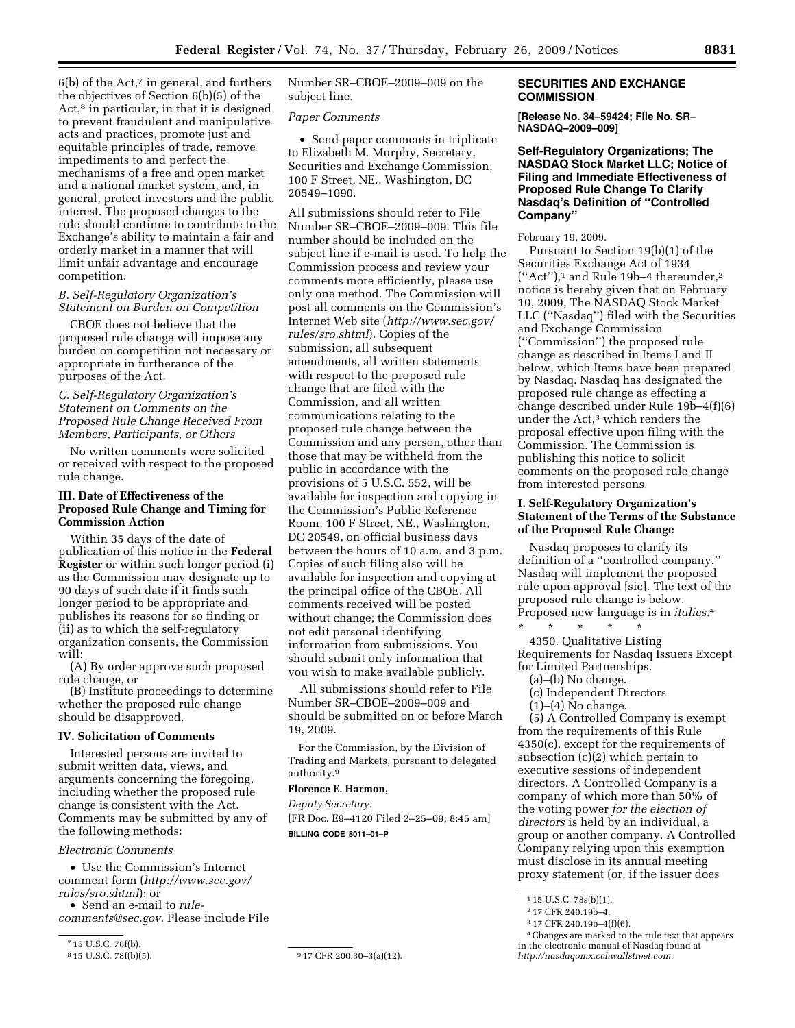6(b) of the Act,[7] in general, and furthers the objectives of Section 6(b)(5) of the Act,[8] in particular, in that it is designed to prevent fraudulent and manipulative acts and practices, promote just and equitable principles of trade, remove impediments to and perfect the mechanisms of a free and open market and a national market system, and, in general, protect investors and the public interest. The proposed changes to the rule should continue to contribute to the Exchange's ability to maintain a fair and orderly market in a manner that will limit unfair advantage and encourage competition.

### *B. Self-Regulatory Organization's Statement on Burden on Competition*

CBOE does not believe that the proposed rule change will impose any burden on competition not necessary or appropriate in furtherance of the purposes of the Act.

### *C. Self-Regulatory Organization's Statement on Comments on the Proposed Rule Change Received From Members, Participants, or Others*

No written comments were solicited or received with respect to the proposed rule change.

## III. Date of Effectiveness of the Proposed Rule Change and Timing for Commission Action

Within 35 days of the date of publication of this notice in the **Federal Register** or within such longer period (i) as the Commission may designate up to 90 days of such date if it finds such longer period to be appropriate and publishes its reasons for so finding or (ii) as to which the self-regulatory organization consents, the Commission will:

(A) By order approve such proposed rule change, or

(B) Institute proceedings to determine whether the proposed rule change should be disapproved.

## IV. Solicitation of Comments

Interested persons are invited to submit written data, views, and arguments concerning the foregoing, including whether the proposed rule change is consistent with the Act. Comments may be submitted by any of the following methods:

*Electronic Comments*

- Use the Commission's Internet comment form (*http://www.sec.gov/rules/sro.shtml*); or
- Send an e-mail to *rule-comments@sec.gov*. Please include File Number SR–CBOE–2009–009 on the subject line.

*Paper Comments*

- Send paper comments in triplicate to Elizabeth M. Murphy, Secretary, Securities and Exchange Commission, 100 F Street, NE., Washington, DC 20549–1090.

All submissions should refer to File Number SR–CBOE–2009–009. This file number should be included on the subject line if e-mail is used. To help the Commission process and review your comments more efficiently, please use only one method. The Commission will post all comments on the Commission's Internet Web site (*http://www.sec.gov/rules/sro.shtml*). Copies of the submission, all subsequent amendments, all written statements with respect to the proposed rule change that are filed with the Commission, and all written communications relating to the proposed rule change between the Commission and any person, other than those that may be withheld from the public in accordance with the provisions of 5 U.S.C. 552, will be available for inspection and copying in the Commission's Public Reference Room, 100 F Street, NE., Washington, DC 20549, on official business days between the hours of 10 a.m. and 3 p.m. Copies of such filing also will be available for inspection and copying at the principal office of the CBOE. All comments received will be posted without change; the Commission does not edit personal identifying information from submissions. You should submit only information that you wish to make available publicly.

All submissions should refer to File Number SR–CBOE–2009–009 and should be submitted on or before March 19, 2009.

For the Commission, by the Division of Trading and Markets, pursuant to delegated authority.[9]

**Florence E. Harmon,**

*Deputy Secretary.*

[FR Doc. E9–4120 Filed 2–25–09; 8:45 am]

**BILLING CODE 8011–01–P**

[7] 15 U.S.C. 78f(b).

[8] 15 U.S.C. 78f(b)(5).

[9] 17 CFR 200.30–3(a)(12).

---

## SECURITIES AND EXCHANGE COMMISSION

**[Release No. 34–59424; File No. SR–NASDAQ–2009–009]**

## Self-Regulatory Organizations; The NASDAQ Stock Market LLC; Notice of Filing and Immediate Effectiveness of Proposed Rule Change To Clarify Nasdaq's Definition of ''Controlled Company''

February 19, 2009.

Pursuant to Section 19(b)(1) of the Securities Exchange Act of 1934 (''Act''),[1] and Rule 19b–4 thereunder,[2] notice is hereby given that on February 10, 2009, The NASDAQ Stock Market LLC (''Nasdaq'') filed with the Securities and Exchange Commission (''Commission'') the proposed rule change as described in Items I and II below, which Items have been prepared by Nasdaq. Nasdaq has designated the proposed rule change as effecting a change described under Rule 19b–4(f)(6) under the Act,[3] which renders the proposal effective upon filing with the Commission. The Commission is publishing this notice to solicit comments on the proposed rule change from interested persons.

## I. Self-Regulatory Organization's Statement of the Terms of the Substance of the Proposed Rule Change

Nasdaq proposes to clarify its definition of a ''controlled company.'' Nasdaq will implement the proposed rule upon approval [sic]. The text of the proposed rule change is below. Proposed new language is in *italics.*[4]

\* \* \* \* \*

4350. Qualitative Listing Requirements for Nasdaq Issuers Except for Limited Partnerships.

(a)–(b) No change.

(c) Independent Directors

(1)–(4) No change.

(5) A Controlled Company is exempt from the requirements of this Rule 4350(c), except for the requirements of subsection (c)(2) which pertain to executive sessions of independent directors. A Controlled Company is a company of which more than 50% of the voting power *for the election of directors* is held by an individual, a group or another company. A Controlled Company relying upon this exemption must disclose in its annual meeting proxy statement (or, if the issuer does

[1] 15 U.S.C. 78s(b)(1).

[2] 17 CFR 240.19b–4.

[3] 17 CFR 240.19b–4(f)(6).

[4] Changes are marked to the rule text that appears in the electronic manual of Nasdaq found at *http://nasdaqomx.cchwallstreet.com.*